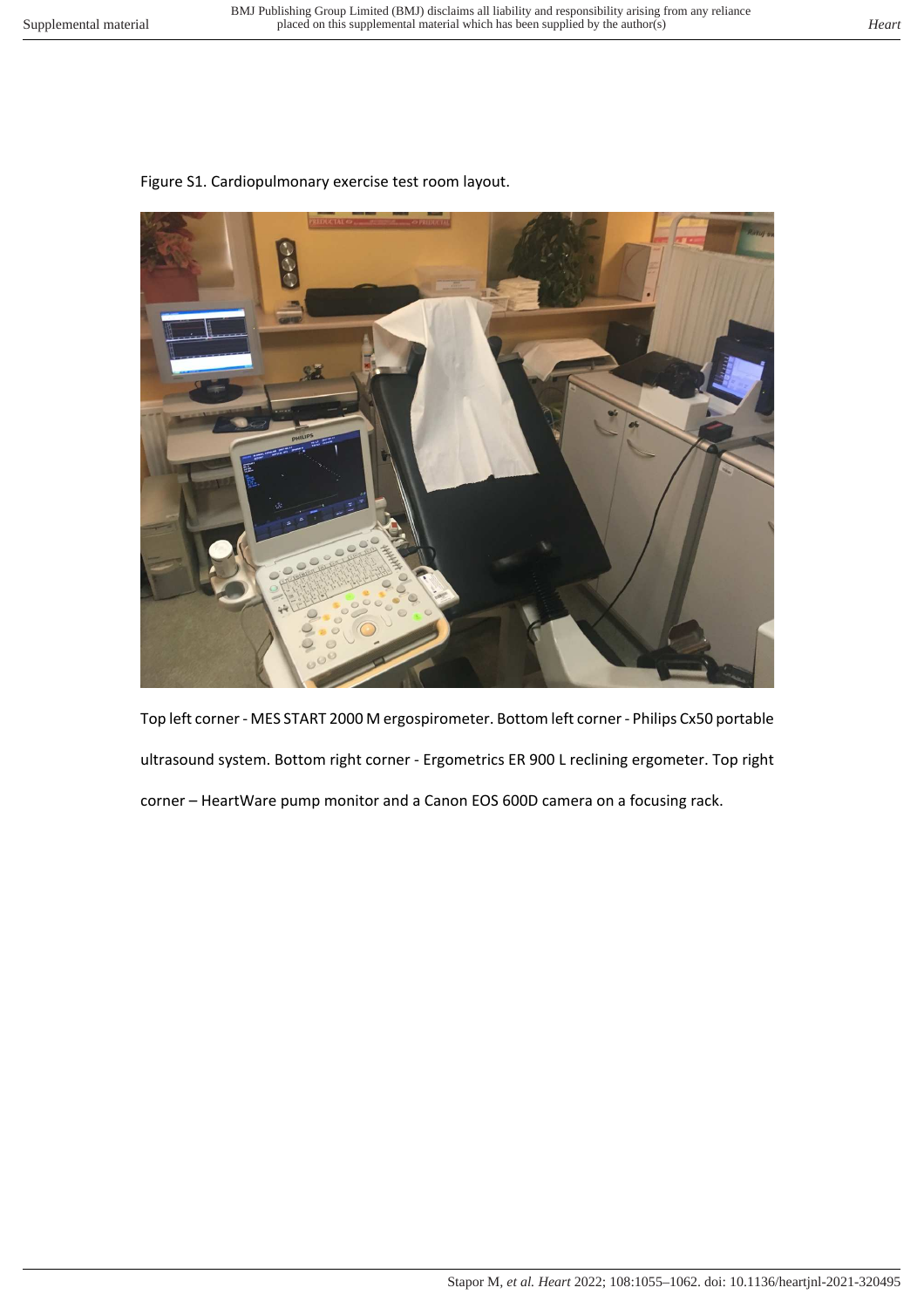Figure S1. Cardiopulmonary exercise test room layout.

Top left corner - MES START 2000 M ergospirometer. Bottom left corner - Philips Cx50 portable ultrasound system. Bottom right corner - Ergometrics ER 900 L reclining ergometer. Top right corner – HeartWare pump monitor and a Canon EOS 600D camera on a focusing rack.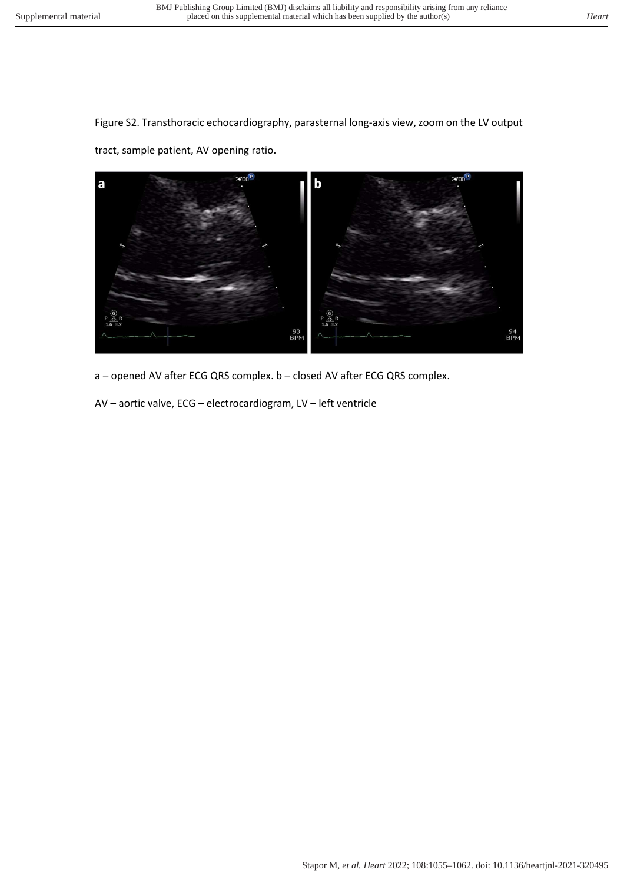Figure S2. Transthoracic echocardiography, parasternal long-axis view, zoom on the LV output tract, sample patient, AV opening ratio.

a – opened AV after ECG QRS complex. b – closed AV after ECG QRS complex.

AV – aortic valve, ECG – electrocardiogram, LV – left ventricle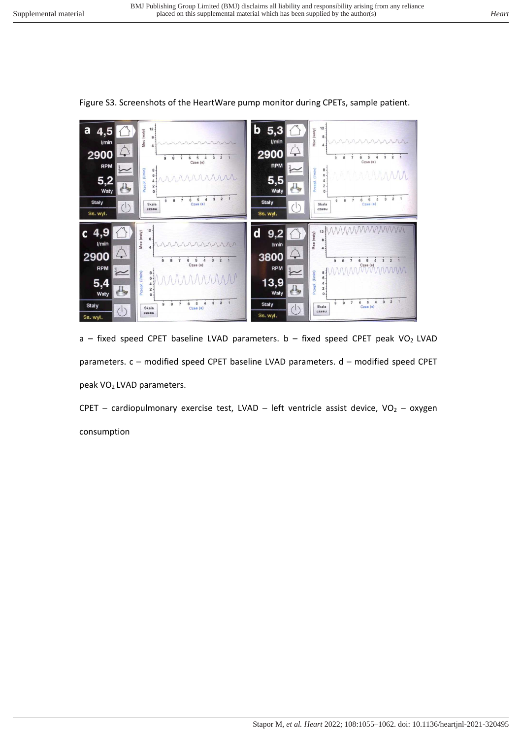Figure S3. Screenshots of the HeartWare pump monitor during CPETs, sample patient.

a 4,5 l/min 2900 RPM 5,2 Waty Stały Ss. wył.

b 5,3 l/min 2900 RPM 5,5 Waty Stały Ss. wył.

c 4,9 l/min 2900 RPM 5,4 Waty Stały Ss. wył.

d 9,2 l/min 3800 RPM 13,9 Waty Stały Ss. wył.

Moc (waty)

Przepł. (l/min)

Czas (s)

Skala czasu

a – fixed speed CPET baseline LVAD parameters. b – fixed speed CPET peak $VO_2$ LVAD parameters. c – modified speed CPET baseline LVAD parameters. d – modified speed CPET peak $VO_2$ LVAD parameters.

CPET – cardiopulmonary exercise test, LVAD – left ventricle assist device, $VO_2$ – oxygen consumption